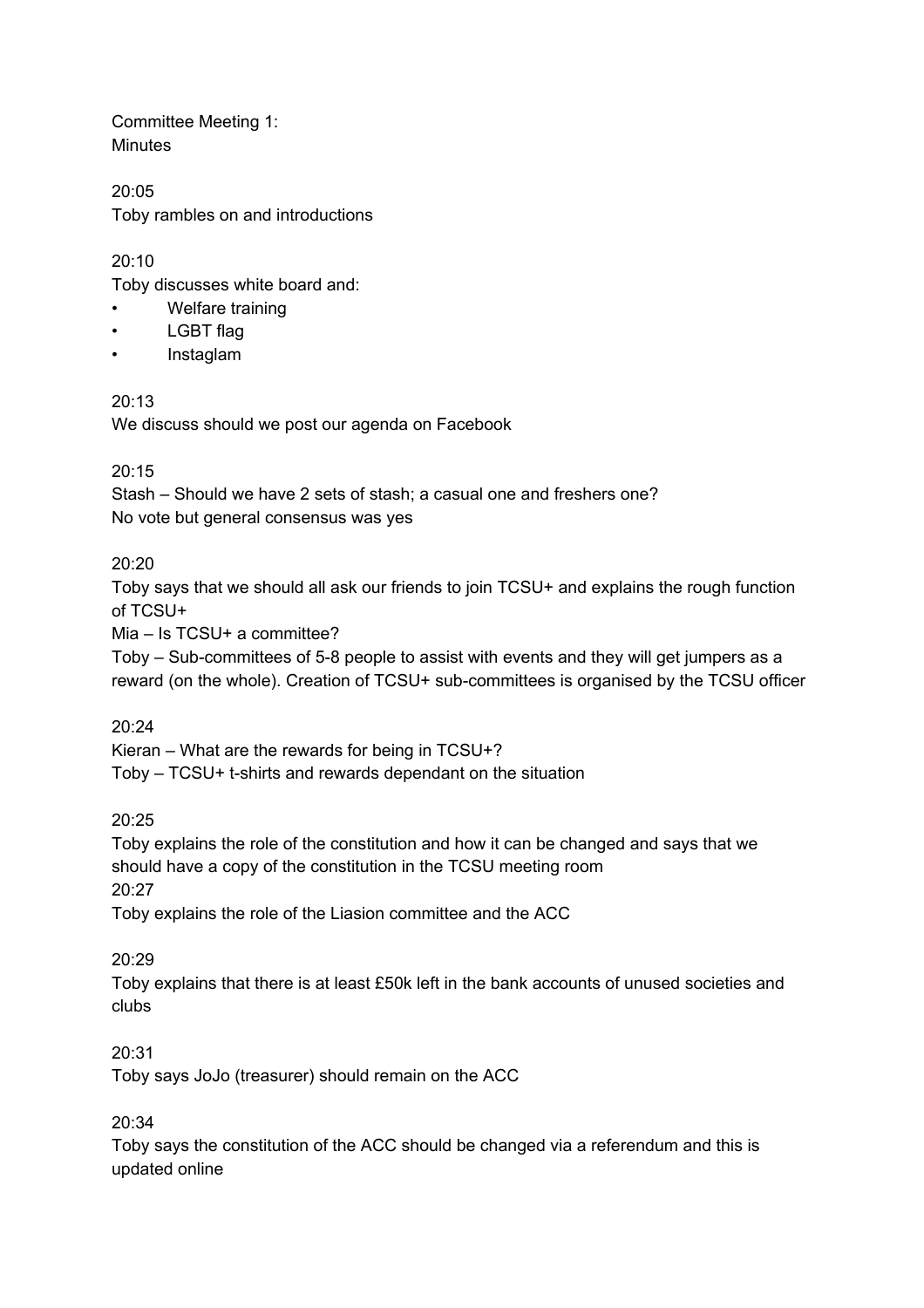Committee Meeting 1:
Minutes

20:05
Toby rambles on and introductions

20:10
Toby discusses white board and:

- Welfare training
- LGBT flag
- Instaglam

20:13
We discuss should we post our agenda on Facebook

20:15
Stash – Should we have 2 sets of stash; a casual one and freshers one?
No vote but general consensus was yes

20:20
Toby says that we should all ask our friends to join TCSU+ and explains the rough function of TCSU+
Mia – Is TCSU+ a committee?
Toby – Sub-committees of 5-8 people to assist with events and they will get jumpers as a reward (on the whole). Creation of TCSU+ sub-committees is organised by the TCSU officer

20:24
Kieran – What are the rewards for being in TCSU+?
Toby – TCSU+ t-shirts and rewards dependant on the situation

20:25
Toby explains the role of the constitution and how it can be changed and says that we should have a copy of the constitution in the TCSU meeting room
20:27
Toby explains the role of the Liasion committee and the ACC

20:29
Toby explains that there is at least £50k left in the bank accounts of unused societies and clubs

20:31
Toby says JoJo (treasurer) should remain on the ACC

20:34
Toby says the constitution of the ACC should be changed via a referendum and this is updated online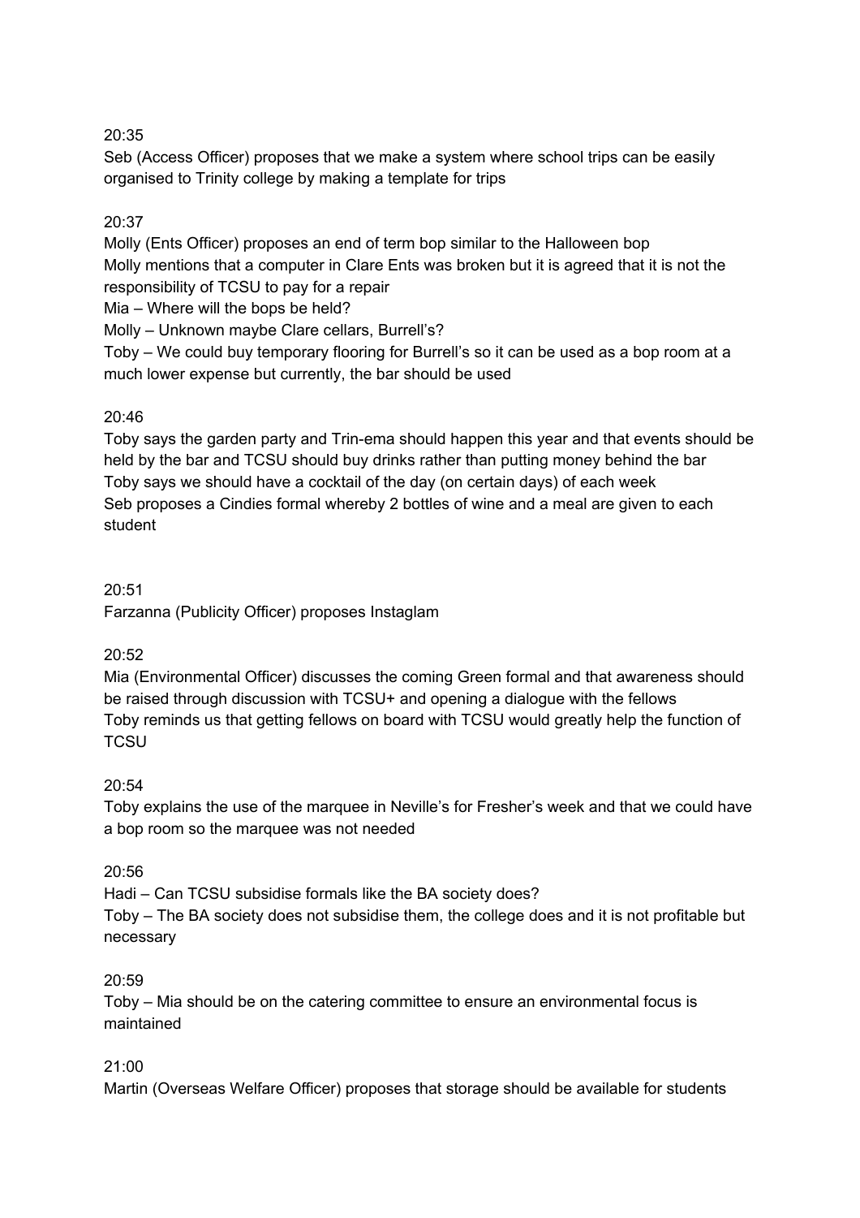20:35
Seb (Access Officer) proposes that we make a system where school trips can be easily organised to Trinity college by making a template for trips

20:37
Molly (Ents Officer) proposes an end of term bop similar to the Halloween bop
Molly mentions that a computer in Clare Ents was broken but it is agreed that it is not the responsibility of TCSU to pay for a repair
Mia – Where will the bops be held?
Molly – Unknown maybe Clare cellars, Burrell's?
Toby – We could buy temporary flooring for Burrell's so it can be used as a bop room at a much lower expense but currently, the bar should be used

20:46
Toby says the garden party and Trin-ema should happen this year and that events should be held by the bar and TCSU should buy drinks rather than putting money behind the bar
Toby says we should have a cocktail of the day (on certain days) of each week
Seb proposes a Cindies formal whereby 2 bottles of wine and a meal are given to each student

20:51
Farzanna (Publicity Officer) proposes Instaglam

20:52
Mia (Environmental Officer) discusses the coming Green formal and that awareness should be raised through discussion with TCSU+ and opening a dialogue with the fellows
Toby reminds us that getting fellows on board with TCSU would greatly help the function of TCSU

20:54
Toby explains the use of the marquee in Neville's for Fresher's week and that we could have a bop room so the marquee was not needed

20:56
Hadi – Can TCSU subsidise formals like the BA society does?
Toby – The BA society does not subsidise them, the college does and it is not profitable but necessary

20:59
Toby – Mia should be on the catering committee to ensure an environmental focus is maintained

21:00
Martin (Overseas Welfare Officer) proposes that storage should be available for students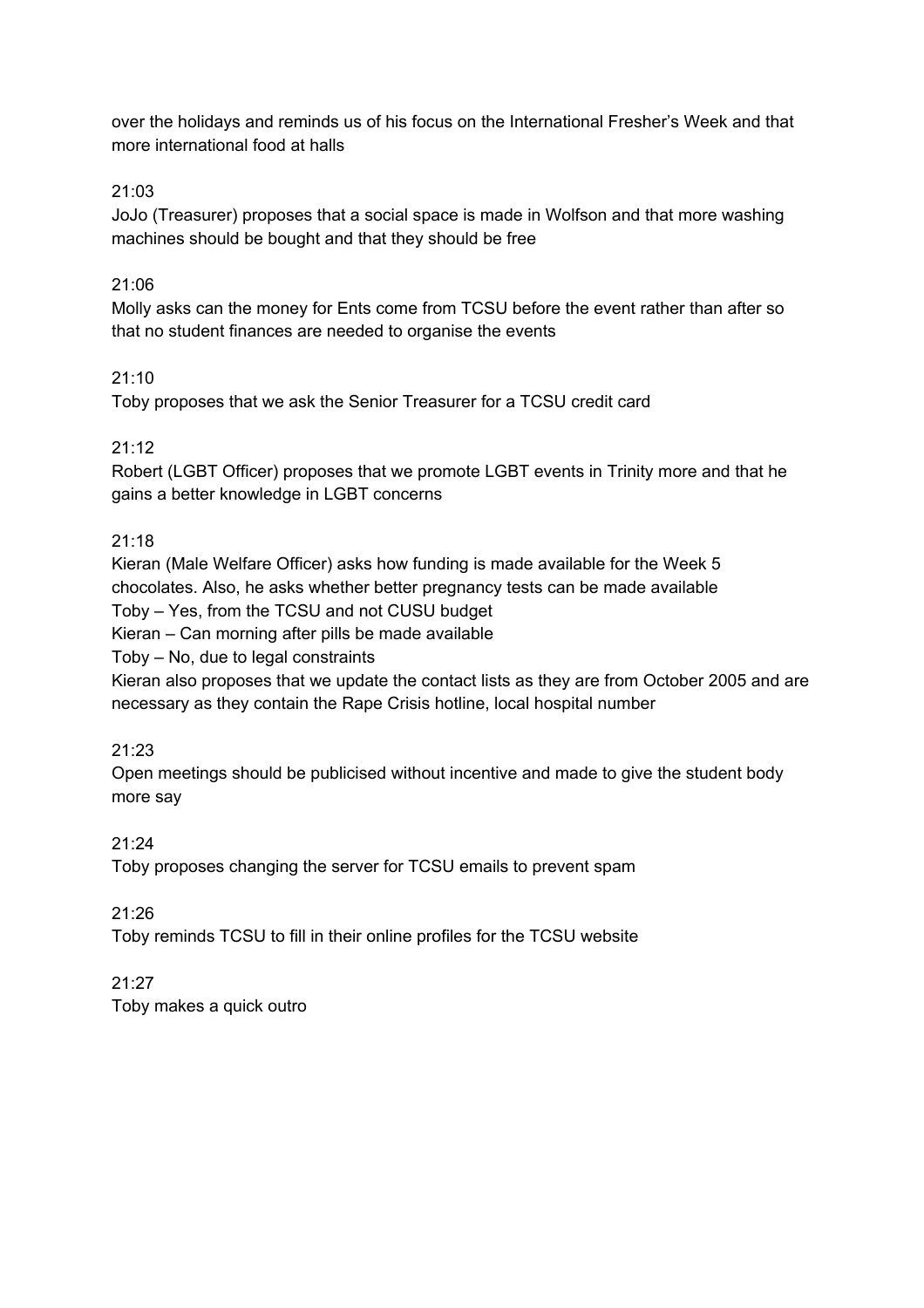over the holidays and reminds us of his focus on the International Fresher's Week and that more international food at halls

21:03
JoJo (Treasurer) proposes that a social space is made in Wolfson and that more washing machines should be bought and that they should be free

21:06
Molly asks can the money for Ents come from TCSU before the event rather than after so that no student finances are needed to organise the events

21:10
Toby proposes that we ask the Senior Treasurer for a TCSU credit card

21:12
Robert (LGBT Officer) proposes that we promote LGBT events in Trinity more and that he gains a better knowledge in LGBT concerns

21:18
Kieran (Male Welfare Officer) asks how funding is made available for the Week 5 chocolates. Also, he asks whether better pregnancy tests can be made available
Toby – Yes, from the TCSU and not CUSU budget
Kieran – Can morning after pills be made available
Toby – No, due to legal constraints
Kieran also proposes that we update the contact lists as they are from October 2005 and are necessary as they contain the Rape Crisis hotline, local hospital number

21:23
Open meetings should be publicised without incentive and made to give the student body more say

21:24
Toby proposes changing the server for TCSU emails to prevent spam

21:26
Toby reminds TCSU to fill in their online profiles for the TCSU website

21:27
Toby makes a quick outro